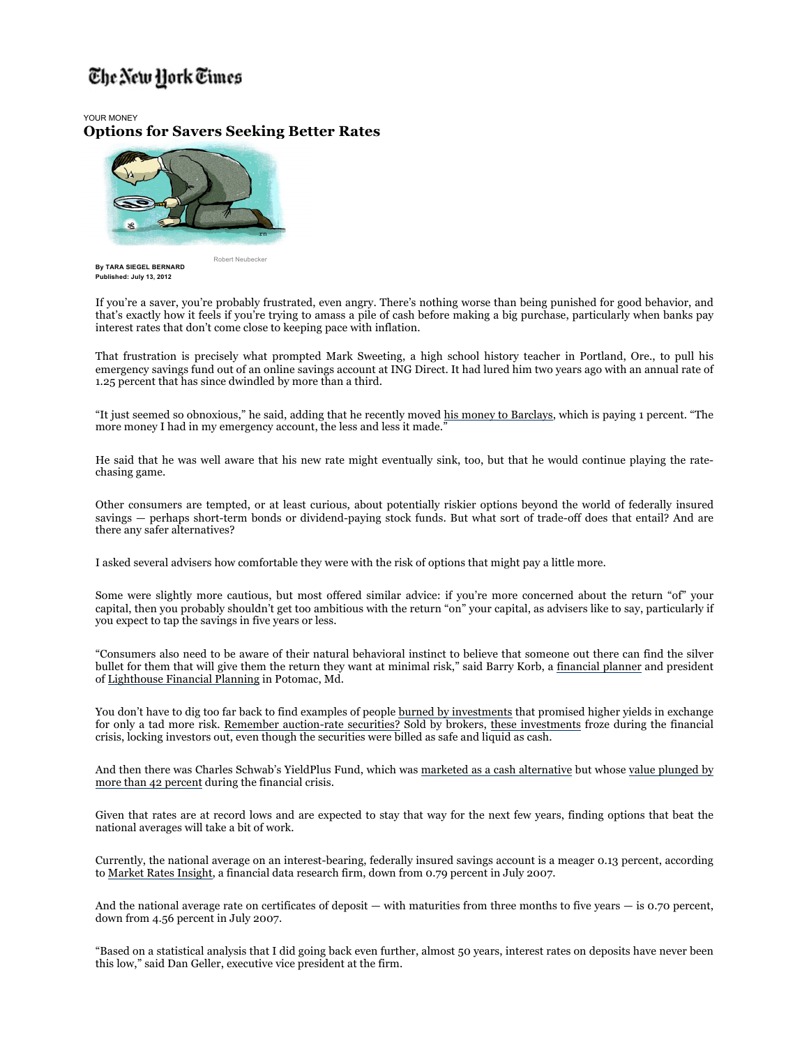The New York Times

YOUR MONEY

# Options for Savers Seeking Better Rates

Robert Neubecker

**By TARA SIEGEL BERNARD**
**Published: July 13, 2012**

If you're a saver, you're probably frustrated, even angry. There's nothing worse than being punished for good behavior, and that's exactly how it feels if you're trying to amass a pile of cash before making a big purchase, particularly when banks pay interest rates that don't come close to keeping pace with inflation.

That frustration is precisely what prompted Mark Sweeting, a high school history teacher in Portland, Ore., to pull his emergency savings fund out of an online savings account at ING Direct. It had lured him two years ago with an annual rate of 1.25 percent that has since dwindled by more than a third.

"It just seemed so obnoxious," he said, adding that he recently moved his money to Barclays, which is paying 1 percent. "The more money I had in my emergency account, the less and less it made."

He said that he was well aware that his new rate might eventually sink, too, but that he would continue playing the rate-chasing game.

Other consumers are tempted, or at least curious, about potentially riskier options beyond the world of federally insured savings — perhaps short-term bonds or dividend-paying stock funds. But what sort of trade-off does that entail? And are there any safer alternatives?

I asked several advisers how comfortable they were with the risk of options that might pay a little more.

Some were slightly more cautious, but most offered similar advice: if you're more concerned about the return "of" your capital, then you probably shouldn't get too ambitious with the return "on" your capital, as advisers like to say, particularly if you expect to tap the savings in five years or less.

"Consumers also need to be aware of their natural behavioral instinct to believe that someone out there can find the silver bullet for them that will give them the return they want at minimal risk," said Barry Korb, a financial planner and president of Lighthouse Financial Planning in Potomac, Md.

You don't have to dig too far back to find examples of people burned by investments that promised higher yields in exchange for only a tad more risk. Remember auction-rate securities? Sold by brokers, these investments froze during the financial crisis, locking investors out, even though the securities were billed as safe and liquid as cash.

And then there was Charles Schwab's YieldPlus Fund, which was marketed as a cash alternative but whose value plunged by more than 42 percent during the financial crisis.

Given that rates are at record lows and are expected to stay that way for the next few years, finding options that beat the national averages will take a bit of work.

Currently, the national average on an interest-bearing, federally insured savings account is a meager 0.13 percent, according to Market Rates Insight, a financial data research firm, down from 0.79 percent in July 2007.

And the national average rate on certificates of deposit — with maturities from three months to five years — is 0.70 percent, down from 4.56 percent in July 2007.

"Based on a statistical analysis that I did going back even further, almost 50 years, interest rates on deposits have never been this low," said Dan Geller, executive vice president at the firm.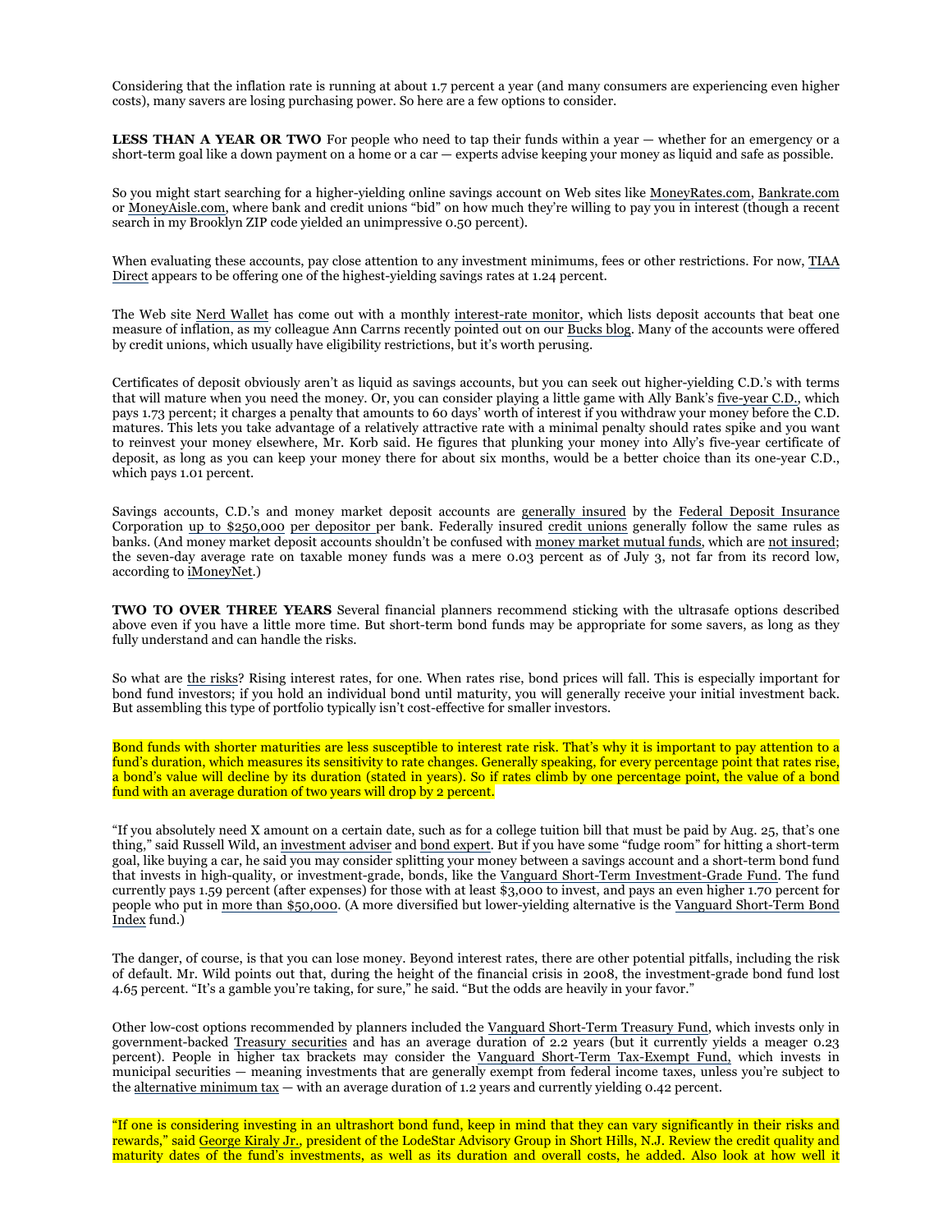Considering that the inflation rate is running at about 1.7 percent a year (and many consumers are experiencing even higher costs), many savers are losing purchasing power. So here are a few options to consider.

**LESS THAN A YEAR OR TWO** For people who need to tap their funds within a year — whether for an emergency or a short-term goal like a down payment on a home or a car — experts advise keeping your money as liquid and safe as possible.

So you might start searching for a higher-yielding online savings account on Web sites like MoneyRates.com, Bankrate.com or MoneyAisle.com, where bank and credit unions "bid" on how much they're willing to pay you in interest (though a recent search in my Brooklyn ZIP code yielded an unimpressive 0.50 percent).

When evaluating these accounts, pay close attention to any investment minimums, fees or other restrictions. For now, TIAA Direct appears to be offering one of the highest-yielding savings rates at 1.24 percent.

The Web site Nerd Wallet has come out with a monthly interest-rate monitor, which lists deposit accounts that beat one measure of inflation, as my colleague Ann Carrns recently pointed out on our Bucks blog. Many of the accounts were offered by credit unions, which usually have eligibility restrictions, but it's worth perusing.

Certificates of deposit obviously aren't as liquid as savings accounts, but you can seek out higher-yielding C.D.'s with terms that will mature when you need the money. Or, you can consider playing a little game with Ally Bank's five-year C.D., which pays 1.73 percent; it charges a penalty that amounts to 60 days' worth of interest if you withdraw your money before the C.D. matures. This lets you take advantage of a relatively attractive rate with a minimal penalty should rates spike and you want to reinvest your money elsewhere, Mr. Korb said. He figures that plunking your money into Ally's five-year certificate of deposit, as long as you can keep your money there for about six months, would be a better choice than its one-year C.D., which pays 1.01 percent.

Savings accounts, C.D.'s and money market deposit accounts are generally insured by the Federal Deposit Insurance Corporation up to $250,000 per depositor per bank. Federally insured credit unions generally follow the same rules as banks. (And money market deposit accounts shouldn't be confused with money market mutual funds, which are not insured; the seven-day average rate on taxable money funds was a mere 0.03 percent as of July 3, not far from its record low, according to iMoneyNet.)

**TWO TO OVER THREE YEARS** Several financial planners recommend sticking with the ultrasafe options described above even if you have a little more time. But short-term bond funds may be appropriate for some savers, as long as they fully understand and can handle the risks.

So what are the risks? Rising interest rates, for one. When rates rise, bond prices will fall. This is especially important for bond fund investors; if you hold an individual bond until maturity, you will generally receive your initial investment back. But assembling this type of portfolio typically isn't cost-effective for smaller investors.

Bond funds with shorter maturities are less susceptible to interest rate risk. That's why it is important to pay attention to a fund's duration, which measures its sensitivity to rate changes. Generally speaking, for every percentage point that rates rise, a bond's value will decline by its duration (stated in years). So if rates climb by one percentage point, the value of a bond fund with an average duration of two years will drop by 2 percent.

"If you absolutely need X amount on a certain date, such as for a college tuition bill that must be paid by Aug. 25, that's one thing," said Russell Wild, an investment adviser and bond expert. But if you have some "fudge room" for hitting a short-term goal, like buying a car, he said you may consider splitting your money between a savings account and a short-term bond fund that invests in high-quality, or investment-grade, bonds, like the Vanguard Short-Term Investment-Grade Fund. The fund currently pays 1.59 percent (after expenses) for those with at least $3,000 to invest, and pays an even higher 1.70 percent for people who put in more than $50,000. (A more diversified but lower-yielding alternative is the Vanguard Short-Term Bond Index fund.)

The danger, of course, is that you can lose money. Beyond interest rates, there are other potential pitfalls, including the risk of default. Mr. Wild points out that, during the height of the financial crisis in 2008, the investment-grade bond fund lost 4.65 percent. "It's a gamble you're taking, for sure," he said. "But the odds are heavily in your favor."

Other low-cost options recommended by planners included the Vanguard Short-Term Treasury Fund, which invests only in government-backed Treasury securities and has an average duration of 2.2 years (but it currently yields a meager 0.23 percent). People in higher tax brackets may consider the Vanguard Short-Term Tax-Exempt Fund, which invests in municipal securities — meaning investments that are generally exempt from federal income taxes, unless you're subject to the alternative minimum tax — with an average duration of 1.2 years and currently yielding 0.42 percent.

"If one is considering investing in an ultrashort bond fund, keep in mind that they can vary significantly in their risks and rewards," said George Kiraly Jr., president of the LodeStar Advisory Group in Short Hills, N.J. Review the credit quality and maturity dates of the fund's investments, as well as its duration and overall costs, he added. Also look at how well it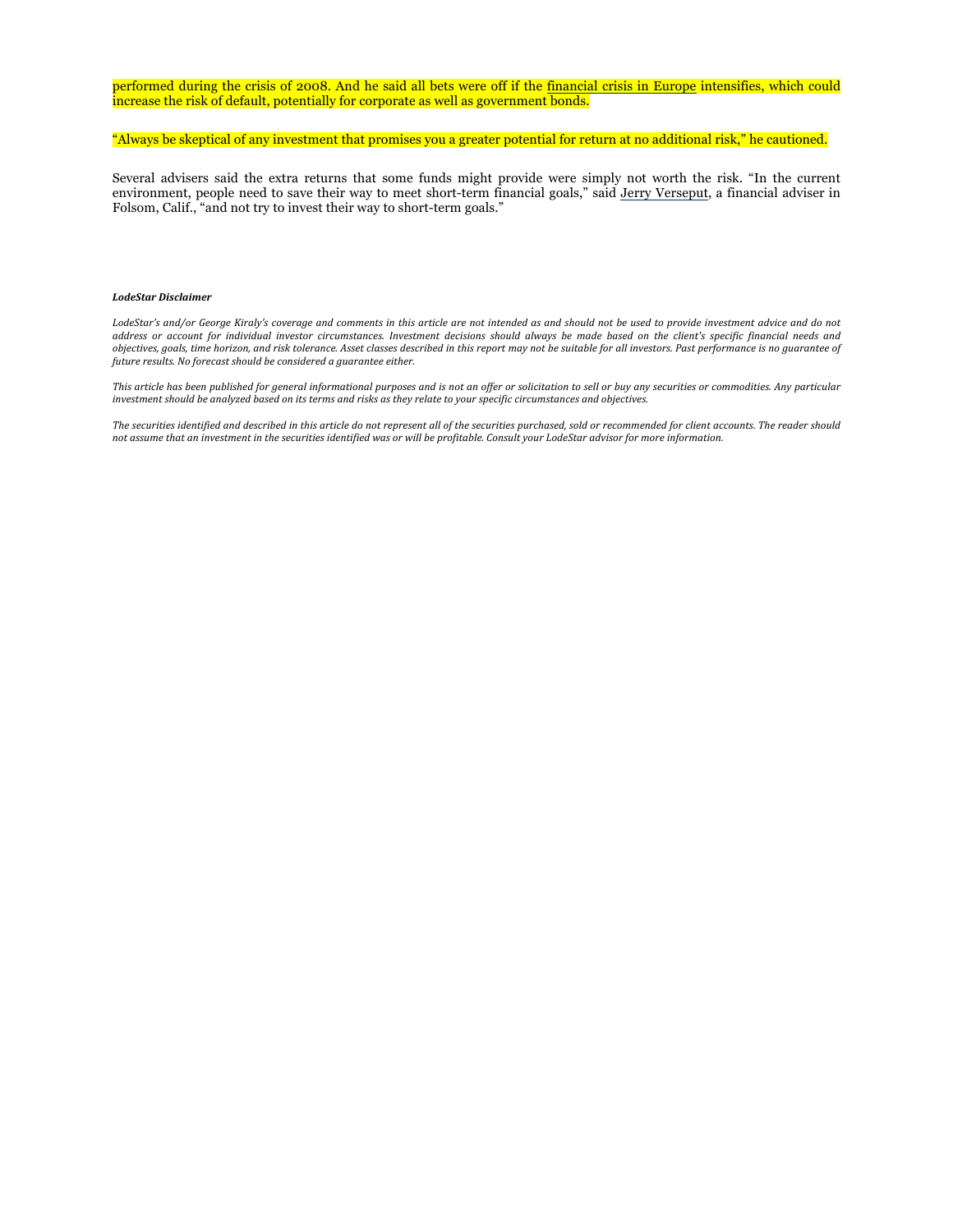performed during the crisis of 2008. And he said all bets were off if the financial crisis in Europe intensifies, which could increase the risk of default, potentially for corporate as well as government bonds.

"Always be skeptical of any investment that promises you a greater potential for return at no additional risk," he cautioned.

Several advisers said the extra returns that some funds might provide were simply not worth the risk. "In the current environment, people need to save their way to meet short-term financial goals," said Jerry Verseput, a financial adviser in Folsom, Calif., "and not try to invest their way to short-term goals."

***LodeStar Disclaimer***

*LodeStar's and/or George Kiraly's coverage and comments in this article are not intended as and should not be used to provide investment advice and do not address or account for individual investor circumstances. Investment decisions should always be made based on the client's specific financial needs and objectives, goals, time horizon, and risk tolerance. Asset classes described in this report may not be suitable for all investors. Past performance is no guarantee of future results. No forecast should be considered a guarantee either.*

*This article has been published for general informational purposes and is not an offer or solicitation to sell or buy any securities or commodities. Any particular investment should be analyzed based on its terms and risks as they relate to your specific circumstances and objectives.*

*The securities identified and described in this article do not represent all of the securities purchased, sold or recommended for client accounts. The reader should not assume that an investment in the securities identified was or will be profitable. Consult your LodeStar advisor for more information.*